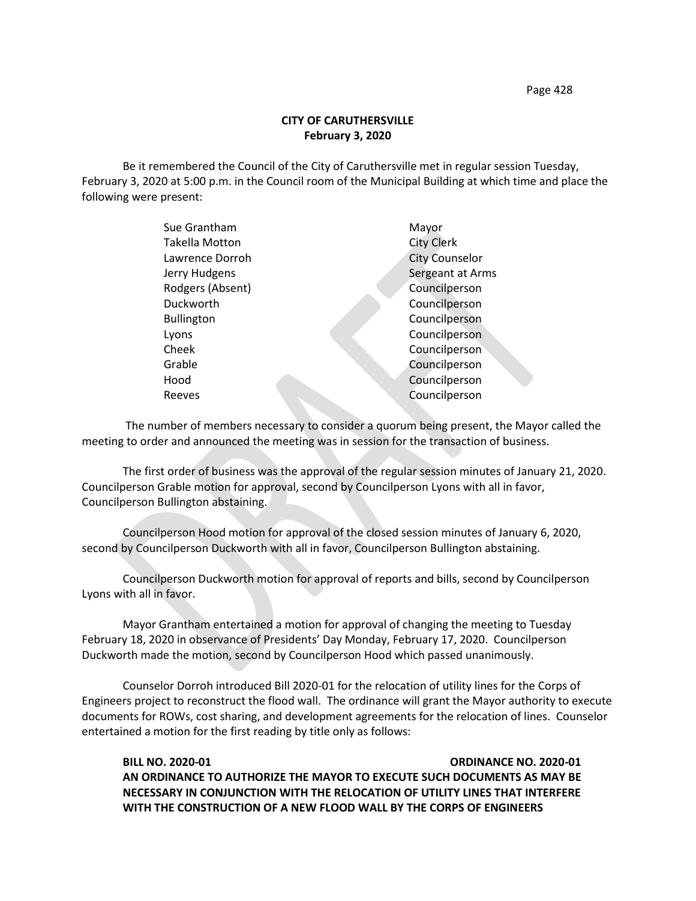**CITY OF CARUTHERSVILLE**
**February 3, 2020**

Be it remembered the Council of the City of Caruthersville met in regular session Tuesday, February 3, 2020 at 5:00 p.m. in the Council room of the Municipal Building at which time and place the following were present:

| | |
|---|---|
| Sue Grantham | Mayor |
| Takella Motton | City Clerk |
| Lawrence Dorroh | City Counselor |
| Jerry Hudgens | Sergeant at Arms |
| Rodgers (Absent) | Councilperson |
| Duckworth | Councilperson |
| Bullington | Councilperson |
| Lyons | Councilperson |
| Cheek | Councilperson |
| Grable | Councilperson |
| Hood | Councilperson |
| Reeves | Councilperson |

The number of members necessary to consider a quorum being present, the Mayor called the meeting to order and announced the meeting was in session for the transaction of business.

The first order of business was the approval of the regular session minutes of January 21, 2020. Councilperson Grable motion for approval, second by Councilperson Lyons with all in favor, Councilperson Bullington abstaining.

Councilperson Hood motion for approval of the closed session minutes of January 6, 2020, second by Councilperson Duckworth with all in favor, Councilperson Bullington abstaining.

Councilperson Duckworth motion for approval of reports and bills, second by Councilperson Lyons with all in favor.

Mayor Grantham entertained a motion for approval of changing the meeting to Tuesday February 18, 2020 in observance of Presidents' Day Monday, February 17, 2020. Councilperson Duckworth made the motion, second by Councilperson Hood which passed unanimously.

Counselor Dorroh introduced Bill 2020-01 for the relocation of utility lines for the Corps of Engineers project to reconstruct the flood wall. The ordinance will grant the Mayor authority to execute documents for ROWs, cost sharing, and development agreements for the relocation of lines. Counselor entertained a motion for the first reading by title only as follows:

**BILL NO. 2020-01 ORDINANCE NO. 2020-01**
**AN ORDINANCE TO AUTHORIZE THE MAYOR TO EXECUTE SUCH DOCUMENTS AS MAY BE NECESSARY IN CONJUNCTION WITH THE RELOCATION OF UTILITY LINES THAT INTERFERE WITH THE CONSTRUCTION OF A NEW FLOOD WALL BY THE CORPS OF ENGINEERS**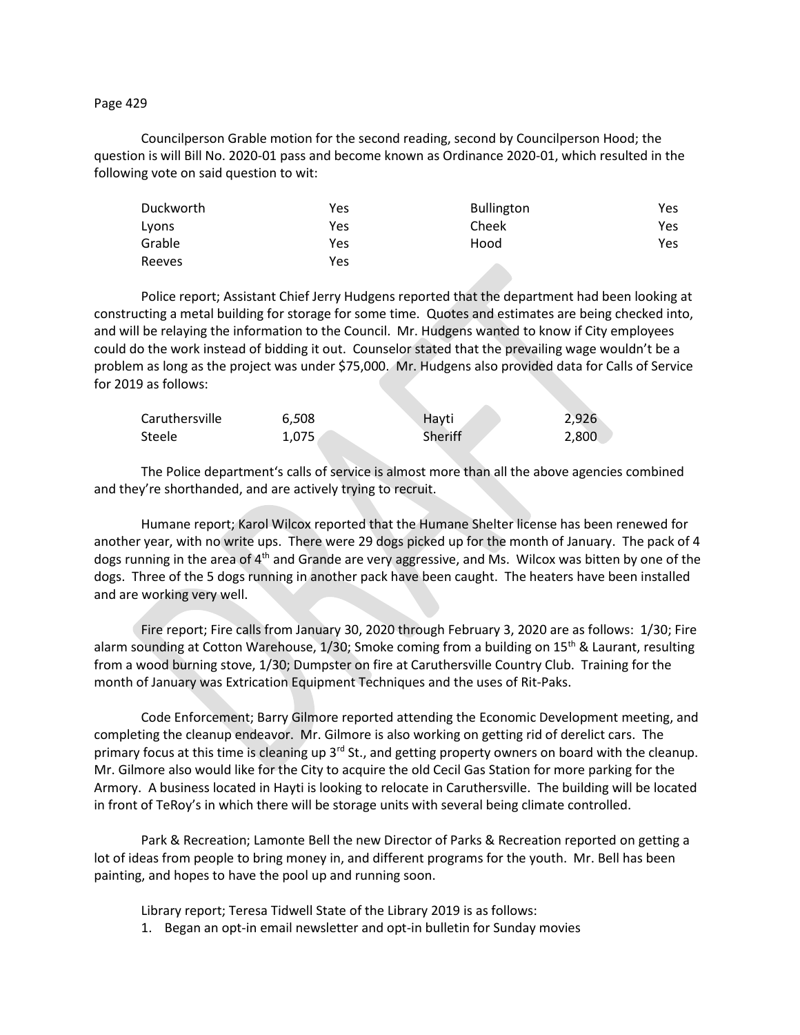Councilperson Grable motion for the second reading, second by Councilperson Hood; the question is will Bill No. 2020-01 pass and become known as Ordinance 2020-01, which resulted in the following vote on said question to wit:

| | | | |
|---|---|---|---|
| Duckworth | Yes | Bullington | Yes |
| Lyons | Yes | Cheek | Yes |
| Grable | Yes | Hood | Yes |
| Reeves | Yes | | |

Police report; Assistant Chief Jerry Hudgens reported that the department had been looking at constructing a metal building for storage for some time. Quotes and estimates are being checked into, and will be relaying the information to the Council. Mr. Hudgens wanted to know if City employees could do the work instead of bidding it out. Counselor stated that the prevailing wage wouldn't be a problem as long as the project was under $75,000. Mr. Hudgens also provided data for Calls of Service for 2019 as follows:

| | | | |
|---|---|---|---|
| Caruthersville | 6,508 | Hayti | 2,926 |
| Steele | 1,075 | Sheriff | 2,800 |

The Police department's calls of service is almost more than all the above agencies combined and they're shorthanded, and are actively trying to recruit.

Humane report; Karol Wilcox reported that the Humane Shelter license has been renewed for another year, with no write ups. There were 29 dogs picked up for the month of January. The pack of 4 dogs running in the area of 4th and Grande are very aggressive, and Ms. Wilcox was bitten by one of the dogs. Three of the 5 dogs running in another pack have been caught. The heaters have been installed and are working very well.

Fire report; Fire calls from January 30, 2020 through February 3, 2020 are as follows: 1/30; Fire alarm sounding at Cotton Warehouse, 1/30; Smoke coming from a building on 15th & Laurant, resulting from a wood burning stove, 1/30; Dumpster on fire at Caruthersville Country Club. Training for the month of January was Extrication Equipment Techniques and the uses of Rit-Paks.

Code Enforcement; Barry Gilmore reported attending the Economic Development meeting, and completing the cleanup endeavor. Mr. Gilmore is also working on getting rid of derelict cars. The primary focus at this time is cleaning up 3rd St., and getting property owners on board with the cleanup. Mr. Gilmore also would like for the City to acquire the old Cecil Gas Station for more parking for the Armory. A business located in Hayti is looking to relocate in Caruthersville. The building will be located in front of TeRoy's in which there will be storage units with several being climate controlled.

Park & Recreation; Lamonte Bell the new Director of Parks & Recreation reported on getting a lot of ideas from people to bring money in, and different programs for the youth. Mr. Bell has been painting, and hopes to have the pool up and running soon.

Library report; Teresa Tidwell State of the Library 2019 is as follows:

1. Began an opt-in email newsletter and opt-in bulletin for Sunday movies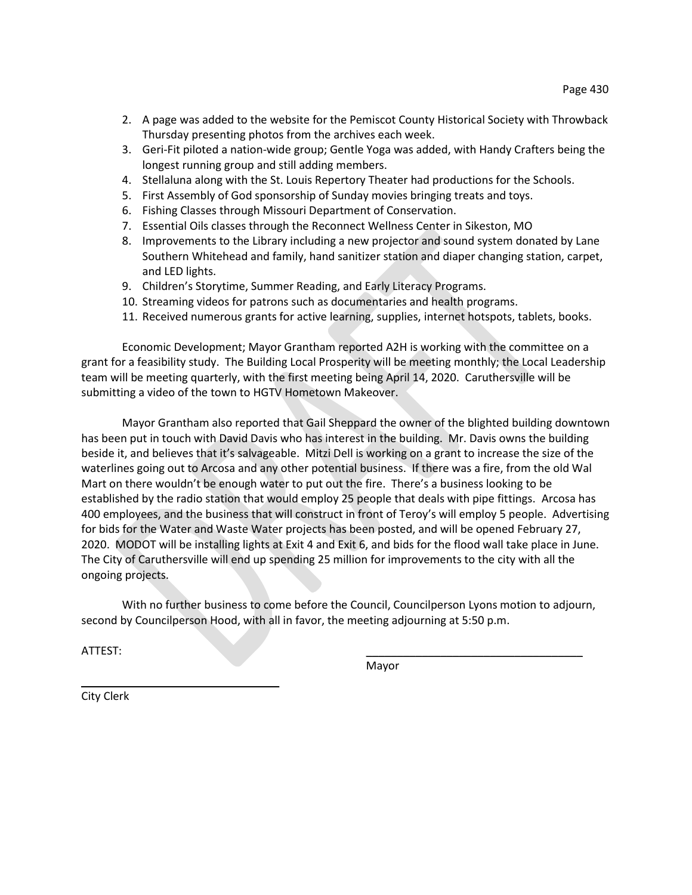2. A page was added to the website for the Pemiscot County Historical Society with Throwback Thursday presenting photos from the archives each week.
3. Geri-Fit piloted a nation-wide group; Gentle Yoga was added, with Handy Crafters being the longest running group and still adding members.
4. Stellaluna along with the St. Louis Repertory Theater had productions for the Schools.
5. First Assembly of God sponsorship of Sunday movies bringing treats and toys.
6. Fishing Classes through Missouri Department of Conservation.
7. Essential Oils classes through the Reconnect Wellness Center in Sikeston, MO
8. Improvements to the Library including a new projector and sound system donated by Lane Southern Whitehead and family, hand sanitizer station and diaper changing station, carpet, and LED lights.
9. Children's Storytime, Summer Reading, and Early Literacy Programs.
10. Streaming videos for patrons such as documentaries and health programs.
11. Received numerous grants for active learning, supplies, internet hotspots, tablets, books.

Economic Development; Mayor Grantham reported A2H is working with the committee on a grant for a feasibility study. The Building Local Prosperity will be meeting monthly; the Local Leadership team will be meeting quarterly, with the first meeting being April 14, 2020. Caruthersville will be submitting a video of the town to HGTV Hometown Makeover.

Mayor Grantham also reported that Gail Sheppard the owner of the blighted building downtown has been put in touch with David Davis who has interest in the building. Mr. Davis owns the building beside it, and believes that it's salvageable. Mitzi Dell is working on a grant to increase the size of the waterlines going out to Arcosa and any other potential business. If there was a fire, from the old Wal Mart on there wouldn't be enough water to put out the fire. There's a business looking to be established by the radio station that would employ 25 people that deals with pipe fittings. Arcosa has 400 employees, and the business that will construct in front of Teroy's will employ 5 people. Advertising for bids for the Water and Waste Water projects has been posted, and will be opened February 27, 2020. MODOT will be installing lights at Exit 4 and Exit 6, and bids for the flood wall take place in June. The City of Caruthersville will end up spending 25 million for improvements to the city with all the ongoing projects.

With no further business to come before the Council, Councilperson Lyons motion to adjourn, second by Councilperson Hood, with all in favor, the meeting adjourning at 5:50 p.m.

ATTEST:

\_\_\_\_\_\_\_\_\_\_\_\_\_\_\_\_\_\_\_\_\_\_\_\_\_\_\_\_\_\_\_\_\_\_\_\_
Mayor

\_\_\_\_\_\_\_\_\_\_\_\_\_\_\_\_\_\_\_\_\_\_\_\_\_\_\_\_\_\_\_\_\_\_\_\_
City Clerk